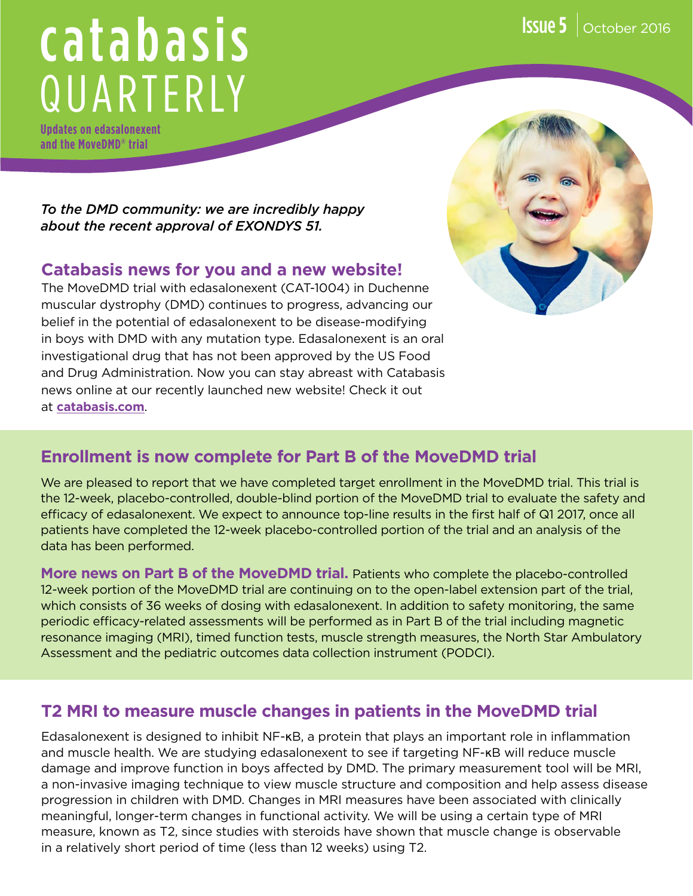# catabasis QUARTERLY

Issue 5 | October 2016

**Updates on edasalonexent and the MoveDMD® trial**

*To the DMD community: we are incredibly happy about the recent approval of EXONDYS 51.*

## Catabasis news for you and a new website!

The MoveDMD trial with edasalonexent (CAT-1004) in Duchenne muscular dystrophy (DMD) continues to progress, advancing our belief in the potential of edasalonexent to be disease-modifying in boys with DMD with any mutation type. Edasalonexent is an oral investigational drug that has not been approved by the US Food and Drug Administration. Now you can stay abreast with Catabasis news online at our recently launched new website! Check it out at **catabasis.com**.

## Enrollment is now complete for Part B of the MoveDMD trial

We are pleased to report that we have completed target enrollment in the MoveDMD trial. This trial is the 12-week, placebo-controlled, double-blind portion of the MoveDMD trial to evaluate the safety and efficacy of edasalonexent. We expect to announce top-line results in the first half of Q1 2017, once all patients have completed the 12-week placebo-controlled portion of the trial and an analysis of the data has been performed.

**More news on Part B of the MoveDMD trial.** Patients who complete the placebo-controlled 12-week portion of the MoveDMD trial are continuing on to the open-label extension part of the trial, which consists of 36 weeks of dosing with edasalonexent. In addition to safety monitoring, the same periodic efficacy-related assessments will be performed as in Part B of the trial including magnetic resonance imaging (MRI), timed function tests, muscle strength measures, the North Star Ambulatory Assessment and the pediatric outcomes data collection instrument (PODCI).

## T2 MRI to measure muscle changes in patients in the MoveDMD trial

Edasalonexent is designed to inhibit NF-κB, a protein that plays an important role in inflammation and muscle health. We are studying edasalonexent to see if targeting NF-κB will reduce muscle damage and improve function in boys affected by DMD. The primary measurement tool will be MRI, a non-invasive imaging technique to view muscle structure and composition and help assess disease progression in children with DMD. Changes in MRI measures have been associated with clinically meaningful, longer-term changes in functional activity. We will be using a certain type of MRI measure, known as T2, since studies with steroids have shown that muscle change is observable in a relatively short period of time (less than 12 weeks) using T2.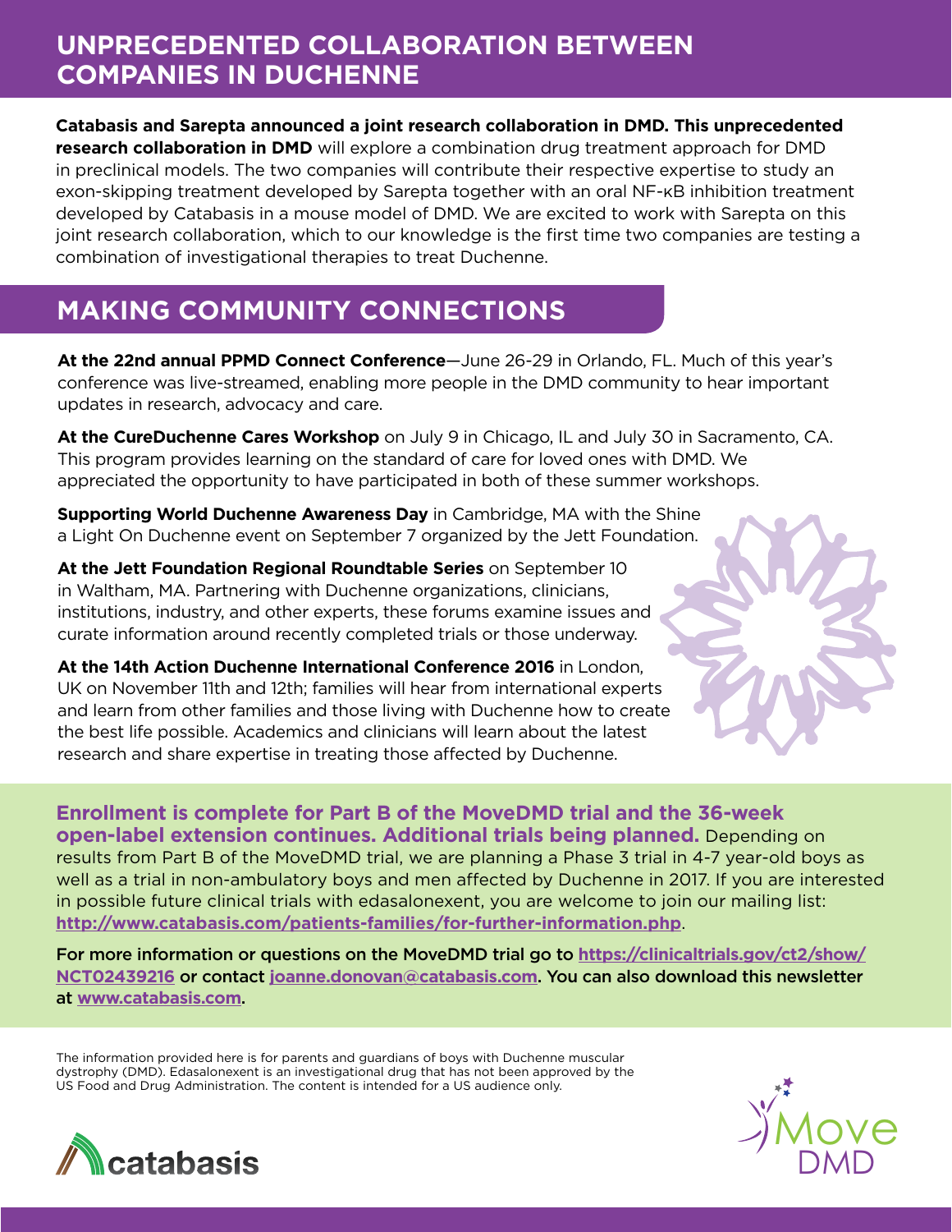## UNPRECEDENTED COLLABORATION BETWEEN COMPANIES IN DUCHENNE

**Catabasis and Sarepta announced a joint research collaboration in DMD. This unprecedented research collaboration in DMD** will explore a combination drug treatment approach for DMD in preclinical models. The two companies will contribute their respective expertise to study an exon-skipping treatment developed by Sarepta together with an oral NF-κB inhibition treatment developed by Catabasis in a mouse model of DMD. We are excited to work with Sarepta on this joint research collaboration, which to our knowledge is the first time two companies are testing a combination of investigational therapies to treat Duchenne.

## MAKING COMMUNITY CONNECTIONS

**At the 22nd annual PPMD Connect Conference**—June 26-29 in Orlando, FL. Much of this year's conference was live-streamed, enabling more people in the DMD community to hear important updates in research, advocacy and care.

**At the CureDuchenne Cares Workshop** on July 9 in Chicago, IL and July 30 in Sacramento, CA. This program provides learning on the standard of care for loved ones with DMD. We appreciated the opportunity to have participated in both of these summer workshops.

**Supporting World Duchenne Awareness Day** in Cambridge, MA with the Shine a Light On Duchenne event on September 7 organized by the Jett Foundation.

**At the Jett Foundation Regional Roundtable Series** on September 10 in Waltham, MA. Partnering with Duchenne organizations, clinicians, institutions, industry, and other experts, these forums examine issues and curate information around recently completed trials or those underway.

**At the 14th Action Duchenne International Conference 2016** in London, UK on November 11th and 12th; families will hear from international experts and learn from other families and those living with Duchenne how to create the best life possible. Academics and clinicians will learn about the latest research and share expertise in treating those affected by Duchenne.

**Enrollment is complete for Part B of the MoveDMD trial and the 36-week open-label extension continues. Additional trials being planned.** Depending on results from Part B of the MoveDMD trial, we are planning a Phase 3 trial in 4-7 year-old boys as well as a trial in non-ambulatory boys and men affected by Duchenne in 2017. If you are interested in possible future clinical trials with edasalonexent, you are welcome to join our mailing list: **http://www.catabasis.com/patients-families/for-further-information.php**.

**For more information or questions on the MoveDMD trial go to https://clinicaltrials.gov/ct2/show/NCT02439216 or contact joanne.donovan@catabasis.com. You can also download this newsletter at www.catabasis.com.**

The information provided here is for parents and guardians of boys with Duchenne muscular dystrophy (DMD). Edasalonexent is an investigational drug that has not been approved by the US Food and Drug Administration. The content is intended for a US audience only.

catabasis

Move DMD